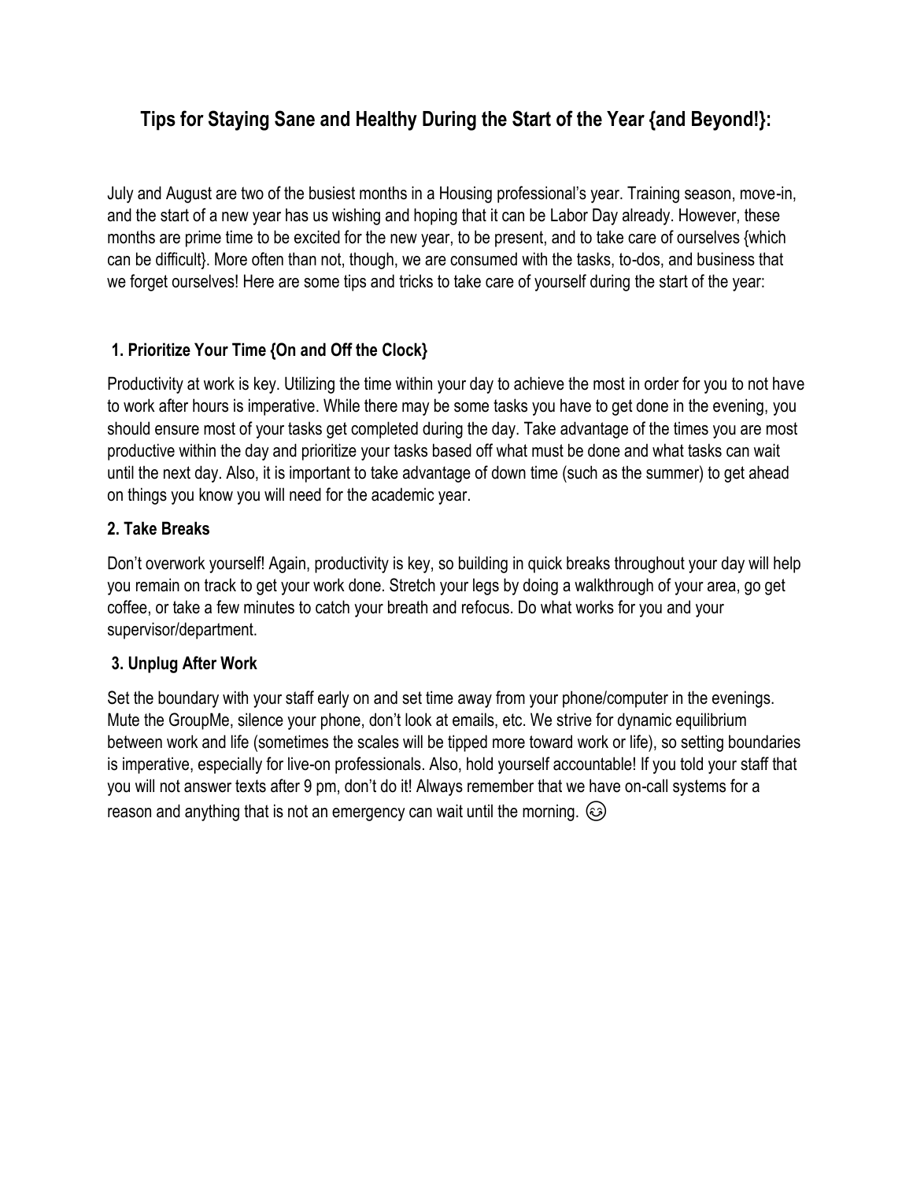# Tips for Staying Sane and Healthy During the Start of the Year {and Beyond!}:

July and August are two of the busiest months in a Housing professional's year. Training season, move-in, and the start of a new year has us wishing and hoping that it can be Labor Day already. However, these months are prime time to be excited for the new year, to be present, and to take care of ourselves {which can be difficult}. More often than not, though, we are consumed with the tasks, to-dos, and business that we forget ourselves! Here are some tips and tricks to take care of yourself during the start of the year:

### 1. Prioritize Your Time {On and Off the Clock}

Productivity at work is key. Utilizing the time within your day to achieve the most in order for you to not have to work after hours is imperative. While there may be some tasks you have to get done in the evening, you should ensure most of your tasks get completed during the day. Take advantage of the times you are most productive within the day and prioritize your tasks based off what must be done and what tasks can wait until the next day. Also, it is important to take advantage of down time (such as the summer) to get ahead on things you know you will need for the academic year.

### 2. Take Breaks

Don't overwork yourself! Again, productivity is key, so building in quick breaks throughout your day will help you remain on track to get your work done. Stretch your legs by doing a walkthrough of your area, go get coffee, or take a few minutes to catch your breath and refocus. Do what works for you and your supervisor/department.

### 3. Unplug After Work

Set the boundary with your staff early on and set time away from your phone/computer in the evenings. Mute the GroupMe, silence your phone, don't look at emails, etc. We strive for dynamic equilibrium between work and life (sometimes the scales will be tipped more toward work or life), so setting boundaries is imperative, especially for live-on professionals. Also, hold yourself accountable! If you told your staff that you will not answer texts after 9 pm, don't do it! Always remember that we have on-call systems for a reason and anything that is not an emergency can wait until the morning. 😊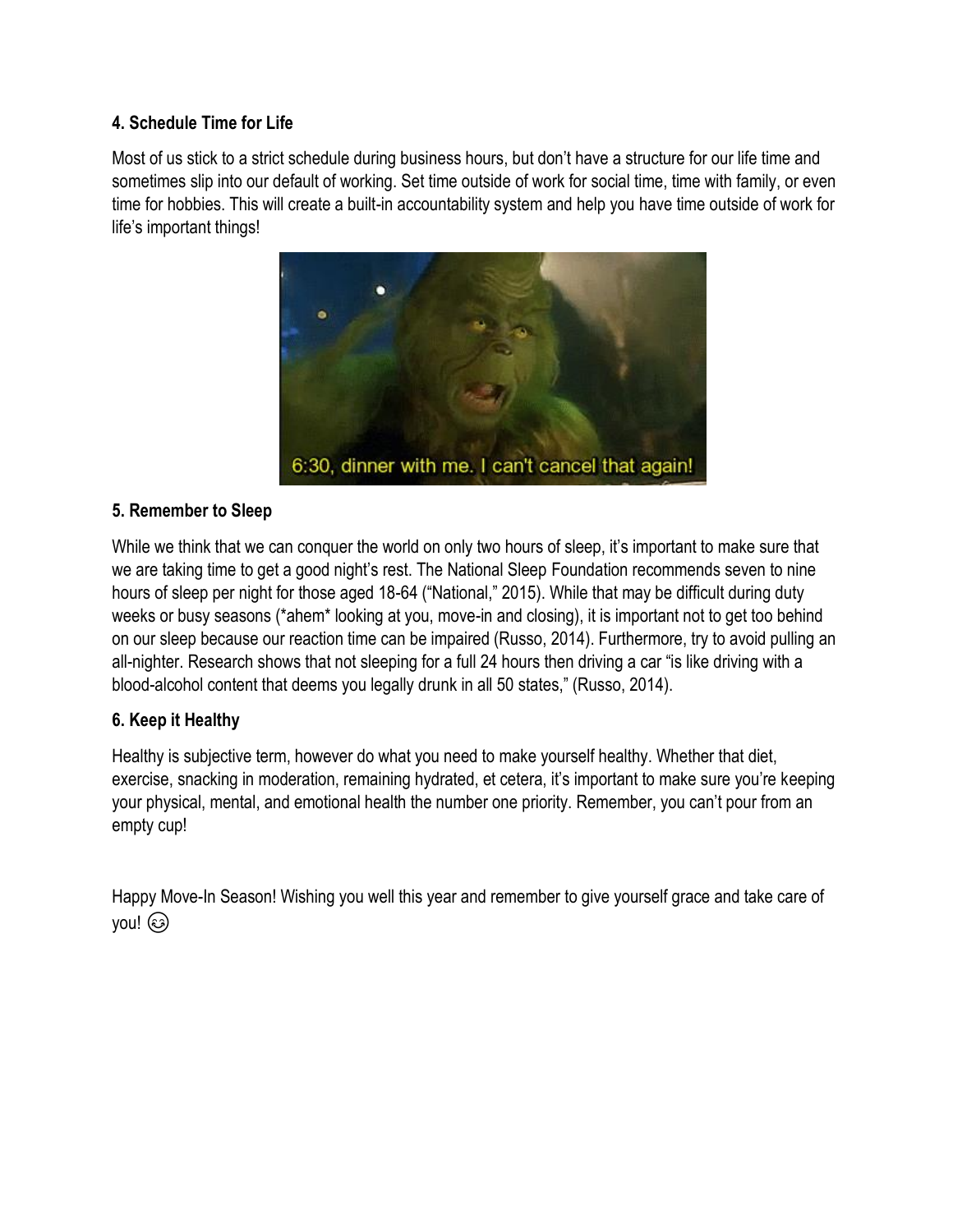**4. Schedule Time for Life**

Most of us stick to a strict schedule during business hours, but don't have a structure for our life time and sometimes slip into our default of working. Set time outside of work for social time, time with family, or even time for hobbies. This will create a built-in accountability system and help you have time outside of work for life's important things!

**5. Remember to Sleep**

While we think that we can conquer the world on only two hours of sleep, it's important to make sure that we are taking time to get a good night's rest. The National Sleep Foundation recommends seven to nine hours of sleep per night for those aged 18-64 ("National," 2015). While that may be difficult during duty weeks or busy seasons (*ahem* looking at you, move-in and closing), it is important not to get too behind on our sleep because our reaction time can be impaired (Russo, 2014). Furthermore, try to avoid pulling an all-nighter. Research shows that not sleeping for a full 24 hours then driving a car "is like driving with a blood-alcohol content that deems you legally drunk in all 50 states," (Russo, 2014).

**6. Keep it Healthy**

Healthy is subjective term, however do what you need to make yourself healthy. Whether that diet, exercise, snacking in moderation, remaining hydrated, et cetera, it's important to make sure you're keeping your physical, mental, and emotional health the number one priority. Remember, you can't pour from an empty cup!

Happy Move-In Season! Wishing you well this year and remember to give yourself grace and take care of you! 😊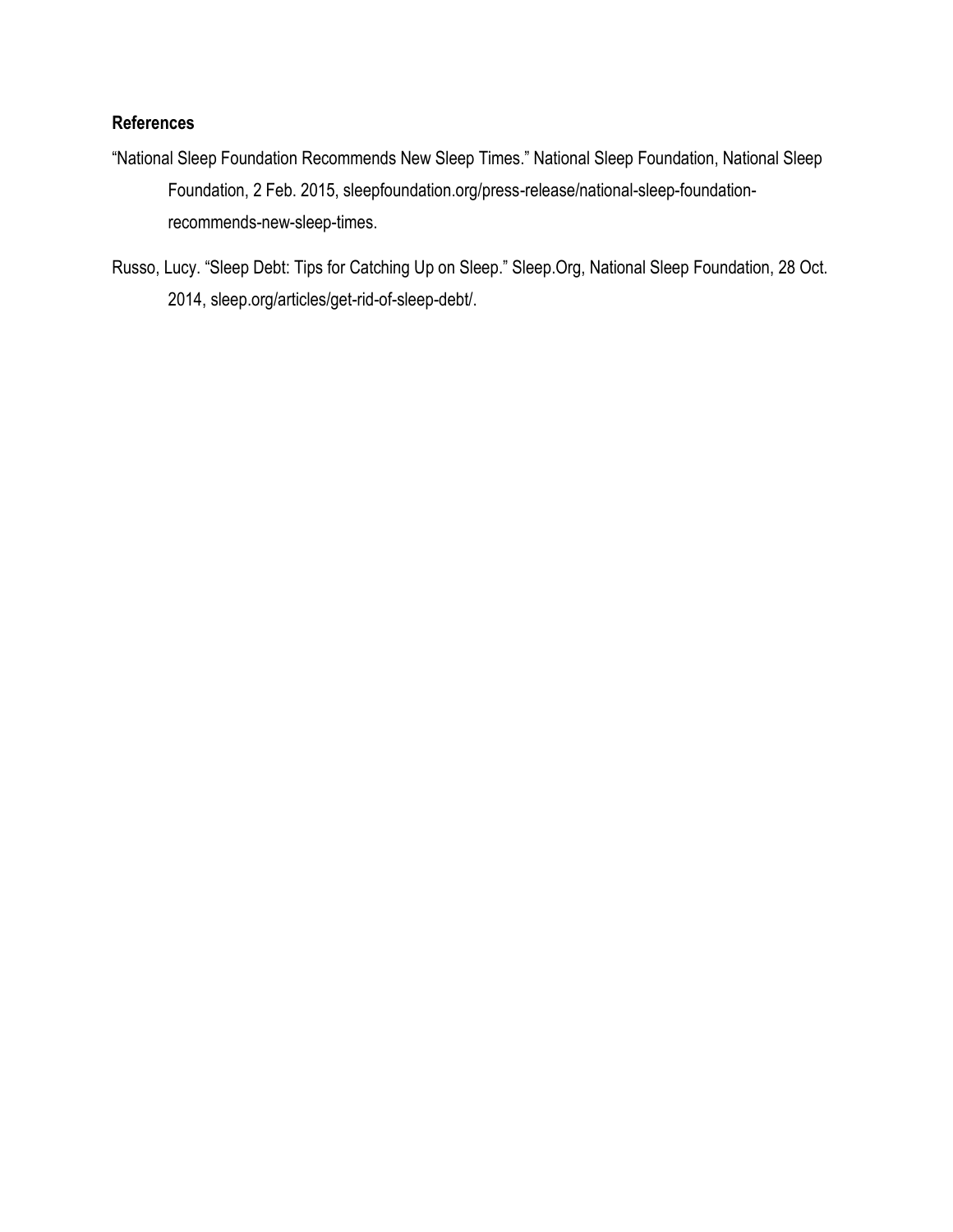**References**

"National Sleep Foundation Recommends New Sleep Times." National Sleep Foundation, National Sleep Foundation, 2 Feb. 2015, sleepfoundation.org/press-release/national-sleep-foundation-recommends-new-sleep-times.

Russo, Lucy. "Sleep Debt: Tips for Catching Up on Sleep." Sleep.Org, National Sleep Foundation, 28 Oct. 2014, sleep.org/articles/get-rid-of-sleep-debt/.